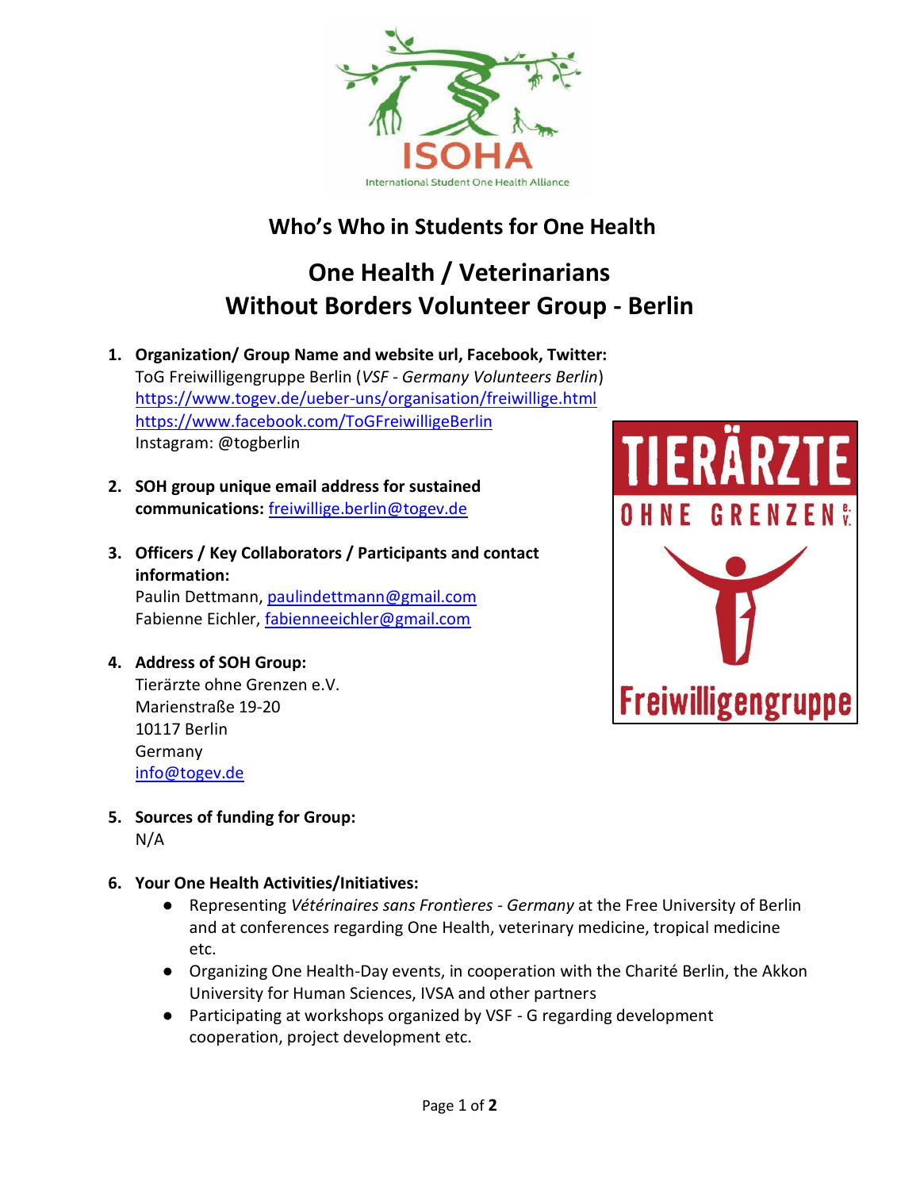## Who's Who in Students for One Health

# One Health / Veterinarians Without Borders Volunteer Group - Berlin

1. **Organization/ Group Name and website url, Facebook, Twitter:**
   ToG Freiwilligengruppe Berlin (*VSF - Germany Volunteers Berlin*)
   https://www.togev.de/ueber-uns/organisation/freiwillige.html
   https://www.facebook.com/ToGFreiwilligeBerlin
   Instagram: @togberlin

2. **SOH group unique email address for sustained communications:** freiwillige.berlin@togev.de

3. **Officers / Key Collaborators / Participants and contact information:**
   Paulin Dettmann, paulindettmann@gmail.com
   Fabienne Eichler, fabienneeichler@gmail.com

4. **Address of SOH Group:**
   Tierärzte ohne Grenzen e.V.
   Marienstraße 19-20
   10117 Berlin
   Germany
   info@togev.de

5. **Sources of funding for Group:**
   N/A

6. **Your One Health Activities/Initiatives:**
   - Representing *Vétérinaires sans Frontìeres - Germany* at the Free University of Berlin and at conferences regarding One Health, veterinary medicine, tropical medicine etc.
   - Organizing One Health-Day events, in cooperation with the Charité Berlin, the Akkon University for Human Sciences, IVSA and other partners
   - Participating at workshops organized by VSF - G regarding development cooperation, project development etc.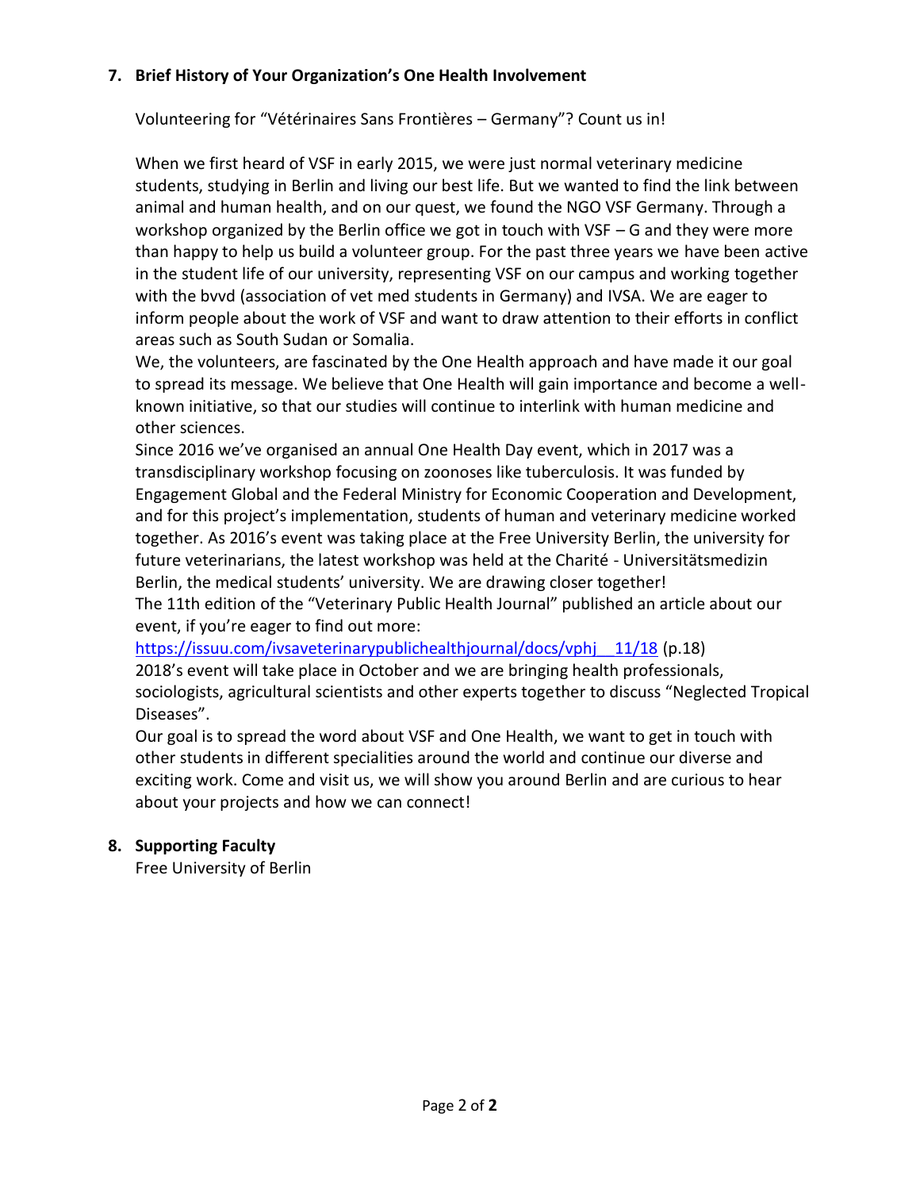## 7. Brief History of Your Organization's One Health Involvement

Volunteering for "Vétérinaires Sans Frontières – Germany"? Count us in!

When we first heard of VSF in early 2015, we were just normal veterinary medicine students, studying in Berlin and living our best life. But we wanted to find the link between animal and human health, and on our quest, we found the NGO VSF Germany. Through a workshop organized by the Berlin office we got in touch with VSF – G and they were more than happy to help us build a volunteer group. For the past three years we have been active in the student life of our university, representing VSF on our campus and working together with the bvvd (association of vet med students in Germany) and IVSA. We are eager to inform people about the work of VSF and want to draw attention to their efforts in conflict areas such as South Sudan or Somalia.

We, the volunteers, are fascinated by the One Health approach and have made it our goal to spread its message. We believe that One Health will gain importance and become a well-known initiative, so that our studies will continue to interlink with human medicine and other sciences.

Since 2016 we've organised an annual One Health Day event, which in 2017 was a transdisciplinary workshop focusing on zoonoses like tuberculosis. It was funded by Engagement Global and the Federal Ministry for Economic Cooperation and Development, and for this project's implementation, students of human and veterinary medicine worked together. As 2016's event was taking place at the Free University Berlin, the university for future veterinarians, the latest workshop was held at the Charité - Universitätsmedizin Berlin, the medical students' university. We are drawing closer together!

The 11th edition of the "Veterinary Public Health Journal" published an article about our event, if you're eager to find out more:

[https://issuu.com/ivsaveterinarypublichealthjournal/docs/vphj__11/18](https://issuu.com/ivsaveterinarypublichealthjournal/docs/vphj__11/18) (p.18)

2018's event will take place in October and we are bringing health professionals, sociologists, agricultural scientists and other experts together to discuss "Neglected Tropical Diseases".

Our goal is to spread the word about VSF and One Health, we want to get in touch with other students in different specialities around the world and continue our diverse and exciting work. Come and visit us, we will show you around Berlin and are curious to hear about your projects and how we can connect!

## 8. Supporting Faculty

Free University of Berlin